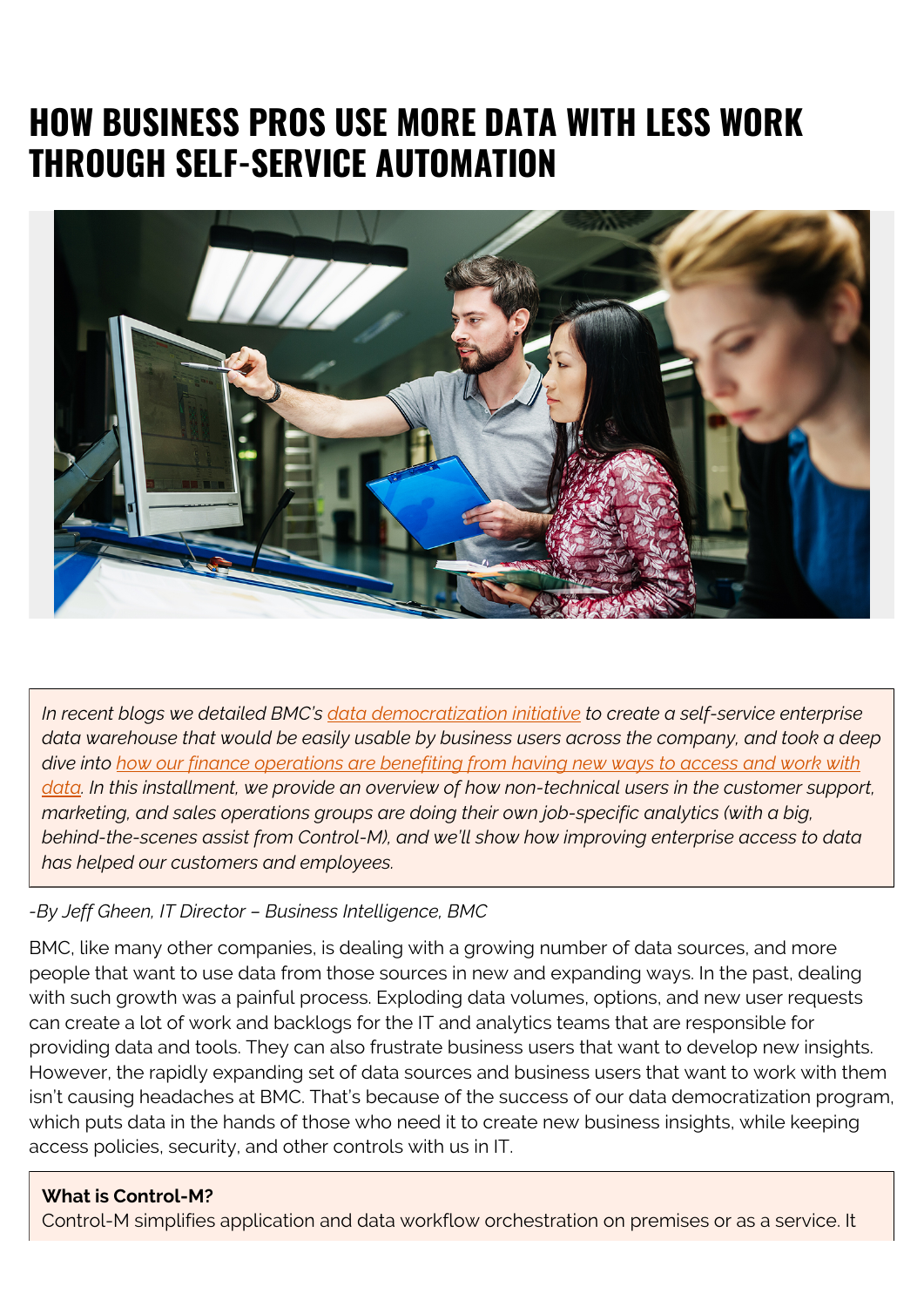# HOW BUSINESS PROS USE MORE DATA WITH LESS WORK THROUGH SELF-SERVICE AUTOMATION

*In recent blogs we detailed BMC's [data democratization initiative](#) to create a self-service enterprise data warehouse that would be easily usable by business users across the company, and took a deep dive into [how our finance operations are benefiting from having new ways to access and work with data](#). In this installment, we provide an overview of how non-technical users in the customer support, marketing, and sales operations groups are doing their own job-specific analytics (with a big, behind-the-scenes assist from Control-M), and we'll show how improving enterprise access to data has helped our customers and employees.*

*-By Jeff Gheen, IT Director – Business Intelligence, BMC*

BMC, like many other companies, is dealing with a growing number of data sources, and more people that want to use data from those sources in new and expanding ways. In the past, dealing with such growth was a painful process. Exploding data volumes, options, and new user requests can create a lot of work and backlogs for the IT and analytics teams that are responsible for providing data and tools. They can also frustrate business users that want to develop new insights. However, the rapidly expanding set of data sources and business users that want to work with them isn't causing headaches at BMC. That's because of the success of our data democratization program, which puts data in the hands of those who need it to create new business insights, while keeping access policies, security, and other controls with us in IT.

**What is Control-M?**
Control-M simplifies application and data workflow orchestration on premises or as a service. It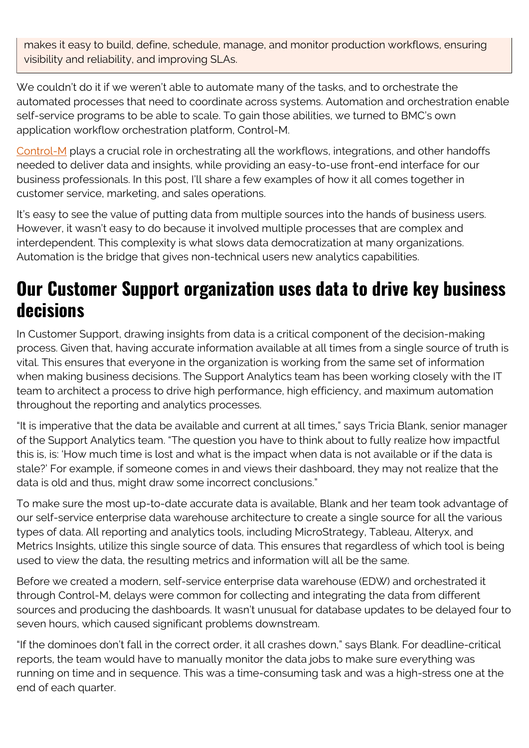makes it easy to build, define, schedule, manage, and monitor production workflows, ensuring visibility and reliability, and improving SLAs.

We couldn't do it if we weren't able to automate many of the tasks, and to orchestrate the automated processes that need to coordinate across systems. Automation and orchestration enable self-service programs to be able to scale. To gain those abilities, we turned to BMC's own application workflow orchestration platform, Control-M.

Control-M plays a crucial role in orchestrating all the workflows, integrations, and other handoffs needed to deliver data and insights, while providing an easy-to-use front-end interface for our business professionals. In this post, I'll share a few examples of how it all comes together in customer service, marketing, and sales operations.

It's easy to see the value of putting data from multiple sources into the hands of business users. However, it wasn't easy to do because it involved multiple processes that are complex and interdependent. This complexity is what slows data democratization at many organizations. Automation is the bridge that gives non-technical users new analytics capabilities.

## Our Customer Support organization uses data to drive key business decisions

In Customer Support, drawing insights from data is a critical component of the decision-making process. Given that, having accurate information available at all times from a single source of truth is vital. This ensures that everyone in the organization is working from the same set of information when making business decisions. The Support Analytics team has been working closely with the IT team to architect a process to drive high performance, high efficiency, and maximum automation throughout the reporting and analytics processes.

"It is imperative that the data be available and current at all times," says Tricia Blank, senior manager of the Support Analytics team. "The question you have to think about to fully realize how impactful this is, is: 'How much time is lost and what is the impact when data is not available or if the data is stale?' For example, if someone comes in and views their dashboard, they may not realize that the data is old and thus, might draw some incorrect conclusions."

To make sure the most up-to-date accurate data is available, Blank and her team took advantage of our self-service enterprise data warehouse architecture to create a single source for all the various types of data. All reporting and analytics tools, including MicroStrategy, Tableau, Alteryx, and Metrics Insights, utilize this single source of data. This ensures that regardless of which tool is being used to view the data, the resulting metrics and information will all be the same.

Before we created a modern, self-service enterprise data warehouse (EDW) and orchestrated it through Control-M, delays were common for collecting and integrating the data from different sources and producing the dashboards. It wasn't unusual for database updates to be delayed four to seven hours, which caused significant problems downstream.

"If the dominoes don't fall in the correct order, it all crashes down," says Blank. For deadline-critical reports, the team would have to manually monitor the data jobs to make sure everything was running on time and in sequence. This was a time-consuming task and was a high-stress one at the end of each quarter.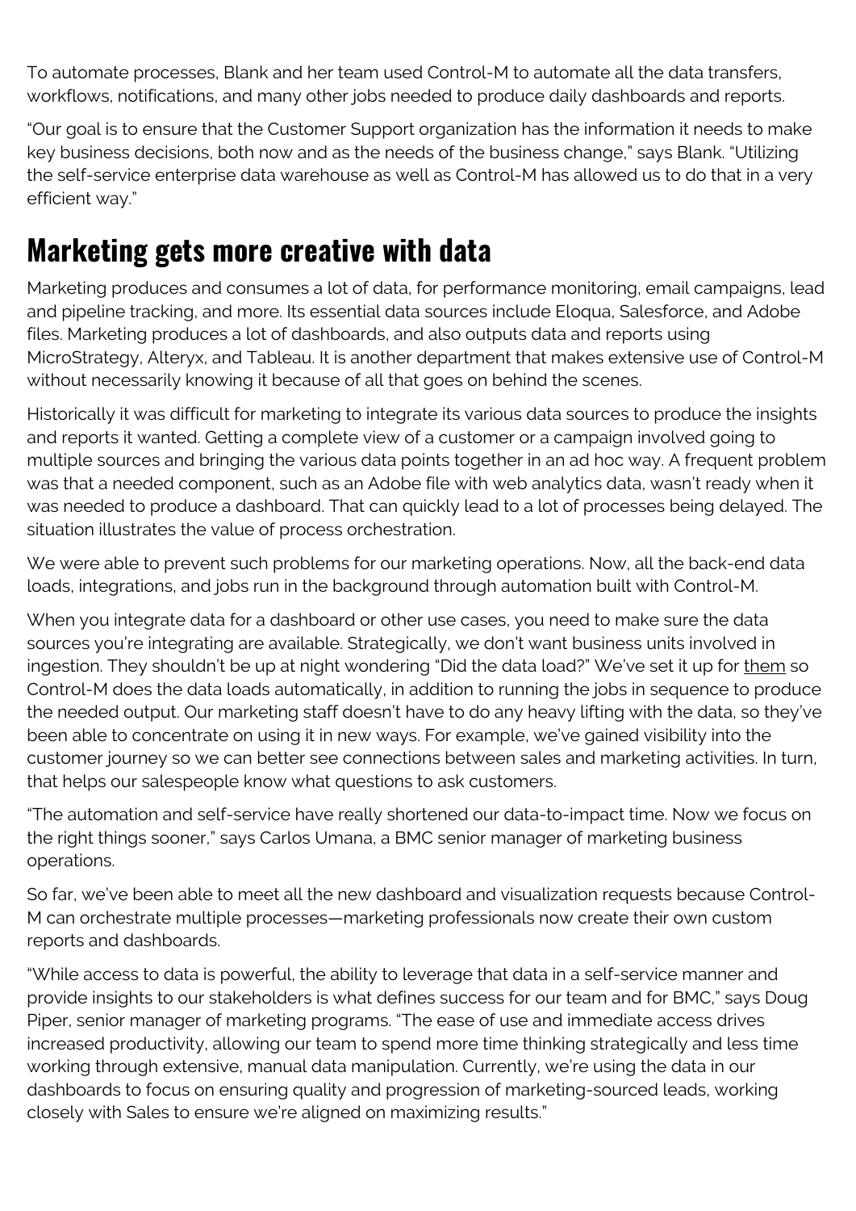To automate processes, Blank and her team used Control-M to automate all the data transfers, workflows, notifications, and many other jobs needed to produce daily dashboards and reports.

"Our goal is to ensure that the Customer Support organization has the information it needs to make key business decisions, both now and as the needs of the business change," says Blank. "Utilizing the self-service enterprise data warehouse as well as Control-M has allowed us to do that in a very efficient way."

## Marketing gets more creative with data

Marketing produces and consumes a lot of data, for performance monitoring, email campaigns, lead and pipeline tracking, and more. Its essential data sources include Eloqua, Salesforce, and Adobe files. Marketing produces a lot of dashboards, and also outputs data and reports using MicroStrategy, Alteryx, and Tableau. It is another department that makes extensive use of Control-M without necessarily knowing it because of all that goes on behind the scenes.

Historically it was difficult for marketing to integrate its various data sources to produce the insights and reports it wanted. Getting a complete view of a customer or a campaign involved going to multiple sources and bringing the various data points together in an ad hoc way. A frequent problem was that a needed component, such as an Adobe file with web analytics data, wasn't ready when it was needed to produce a dashboard. That can quickly lead to a lot of processes being delayed. The situation illustrates the value of process orchestration.

We were able to prevent such problems for our marketing operations. Now, all the back-end data loads, integrations, and jobs run in the background through automation built with Control-M.

When you integrate data for a dashboard or other use cases, you need to make sure the data sources you're integrating are available. Strategically, we don't want business units involved in ingestion. They shouldn't be up at night wondering "Did the data load?" We've set it up for them so Control-M does the data loads automatically, in addition to running the jobs in sequence to produce the needed output. Our marketing staff doesn't have to do any heavy lifting with the data, so they've been able to concentrate on using it in new ways. For example, we've gained visibility into the customer journey so we can better see connections between sales and marketing activities. In turn, that helps our salespeople know what questions to ask customers.

"The automation and self-service have really shortened our data-to-impact time. Now we focus on the right things sooner," says Carlos Umana, a BMC senior manager of marketing business operations.

So far, we've been able to meet all the new dashboard and visualization requests because Control-M can orchestrate multiple processes—marketing professionals now create their own custom reports and dashboards.

"While access to data is powerful, the ability to leverage that data in a self-service manner and provide insights to our stakeholders is what defines success for our team and for BMC," says Doug Piper, senior manager of marketing programs. "The ease of use and immediate access drives increased productivity, allowing our team to spend more time thinking strategically and less time working through extensive, manual data manipulation. Currently, we're using the data in our dashboards to focus on ensuring quality and progression of marketing-sourced leads, working closely with Sales to ensure we're aligned on maximizing results."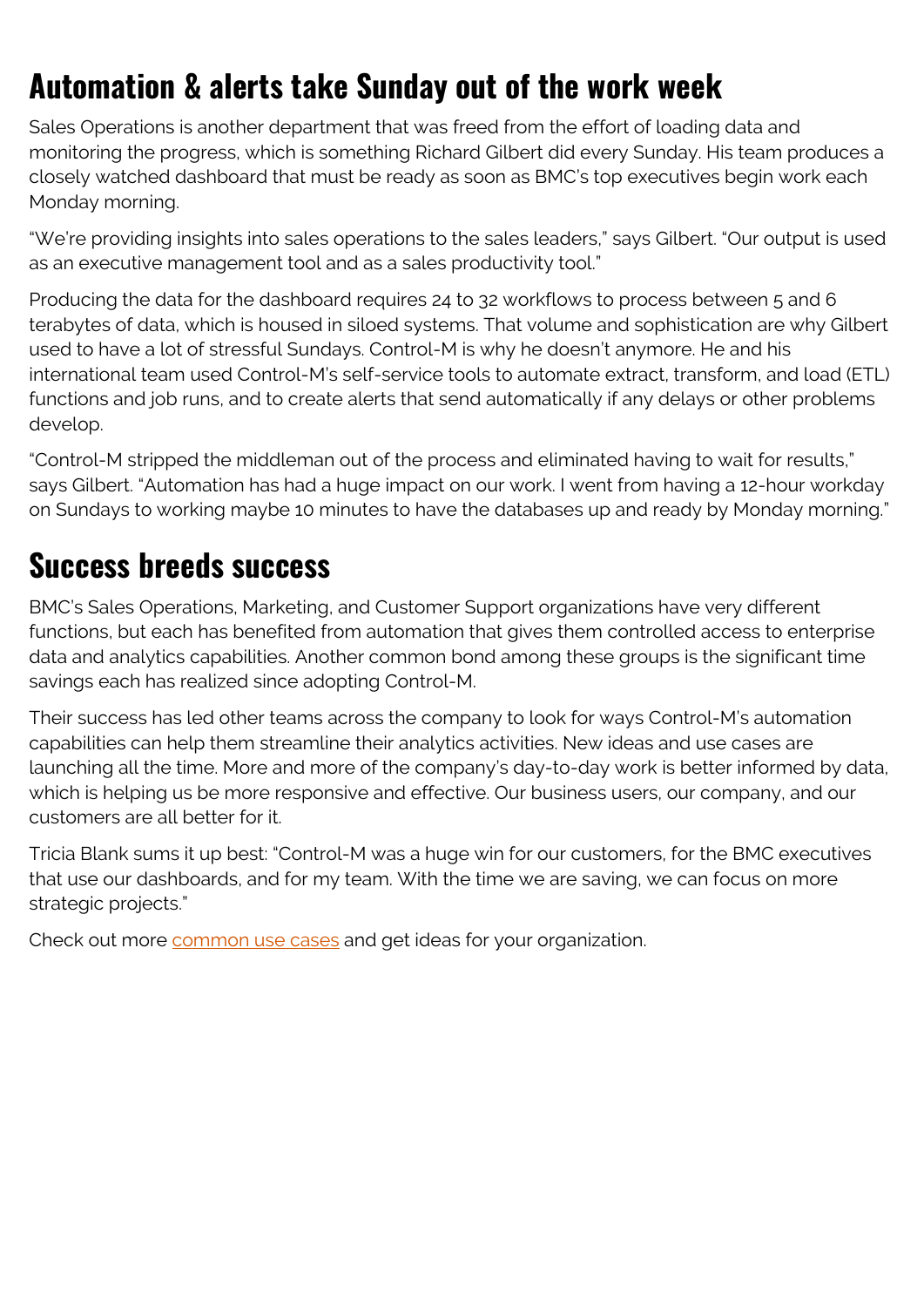## Automation & alerts take Sunday out of the work week

Sales Operations is another department that was freed from the effort of loading data and monitoring the progress, which is something Richard Gilbert did every Sunday. His team produces a closely watched dashboard that must be ready as soon as BMC's top executives begin work each Monday morning.

"We're providing insights into sales operations to the sales leaders," says Gilbert. "Our output is used as an executive management tool and as a sales productivity tool."

Producing the data for the dashboard requires 24 to 32 workflows to process between 5 and 6 terabytes of data, which is housed in siloed systems. That volume and sophistication are why Gilbert used to have a lot of stressful Sundays. Control-M is why he doesn't anymore. He and his international team used Control-M's self-service tools to automate extract, transform, and load (ETL) functions and job runs, and to create alerts that send automatically if any delays or other problems develop.

"Control-M stripped the middleman out of the process and eliminated having to wait for results," says Gilbert. "Automation has had a huge impact on our work. I went from having a 12-hour workday on Sundays to working maybe 10 minutes to have the databases up and ready by Monday morning."

## Success breeds success

BMC's Sales Operations, Marketing, and Customer Support organizations have very different functions, but each has benefited from automation that gives them controlled access to enterprise data and analytics capabilities. Another common bond among these groups is the significant time savings each has realized since adopting Control-M.

Their success has led other teams across the company to look for ways Control-M's automation capabilities can help them streamline their analytics activities. New ideas and use cases are launching all the time. More and more of the company's day-to-day work is better informed by data, which is helping us be more responsive and effective. Our business users, our company, and our customers are all better for it.

Tricia Blank sums it up best: "Control-M was a huge win for our customers, for the BMC executives that use our dashboards, and for my team. With the time we are saving, we can focus on more strategic projects."

Check out more common use cases and get ideas for your organization.